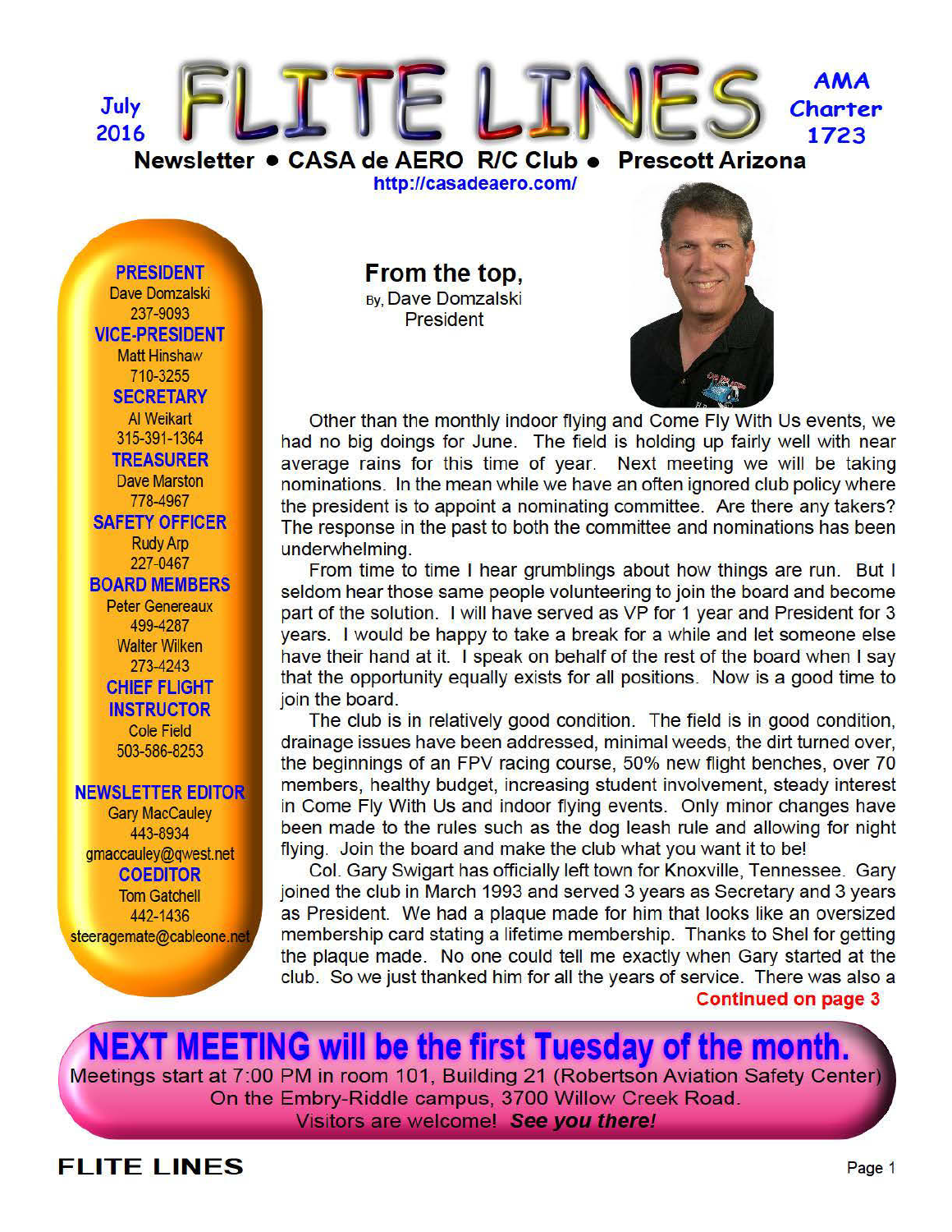July 2016

# FLITE LINES

AMA Charter 1723

**Newsletter • CASA de AERO R/C Club • Prescott Arizona**

http://casadeaero.com/

**PRESIDENT**
Dave Domzalski
237-9093

**VICE-PRESIDENT**
Matt Hinshaw
710-3255

**SECRETARY**
Al Weikart
315-391-1364

**TREASURER**
Dave Marston
778-4967

**SAFETY OFFICER**
Rudy Arp
227-0467

**BOARD MEMBERS**
Peter Genereaux
499-4287
Walter Wilken
273-4243

**CHIEF FLIGHT INSTRUCTOR**
Cole Field
503-586-8253

**NEWSLETTER EDITOR**
Gary MacCauley
443-8934
gmaccauley@qwest.net

**COEDITOR**
Tom Gatchell
442-1436
steeragemate@cableone.net

## From the top,

By, Dave Domzalski
President

Other than the monthly indoor flying and Come Fly With Us events, we had no big doings for June. The field is holding up fairly well with near average rains for this time of year. Next meeting we will be taking nominations. In the mean while we have an often ignored club policy where the president is to appoint a nominating committee. Are there any takers? The response in the past to both the committee and nominations has been underwhelming.

From time to time I hear grumblings about how things are run. But I seldom hear those same people volunteering to join the board and become part of the solution. I will have served as VP for 1 year and President for 3 years. I would be happy to take a break for a while and let someone else have their hand at it. I speak on behalf of the rest of the board when I say that the opportunity equally exists for all positions. Now is a good time to join the board.

The club is in relatively good condition. The field is in good condition, drainage issues have been addressed, minimal weeds, the dirt turned over, the beginnings of an FPV racing course, 50% new flight benches, over 70 members, healthy budget, increasing student involvement, steady interest in Come Fly With Us and indoor flying events. Only minor changes have been made to the rules such as the dog leash rule and allowing for night flying. Join the board and make the club what you want it to be!

Col. Gary Swigart has officially left town for Knoxville, Tennessee. Gary joined the club in March 1993 and served 3 years as Secretary and 3 years as President. We had a plaque made for him that looks like an oversized membership card stating a lifetime membership. Thanks to Shel for getting the plaque made. No one could tell me exactly when Gary started at the club. So we just thanked him for all the years of service. There was also a

**Continued on page 3**

## NEXT MEETING will be the first Tuesday of the month.

Meetings start at 7:00 PM in room 101, Building 21 (Robertson Aviation Safety Center)
On the Embry-Riddle campus, 3700 Willow Creek Road.
Visitors are welcome! ***See you there!***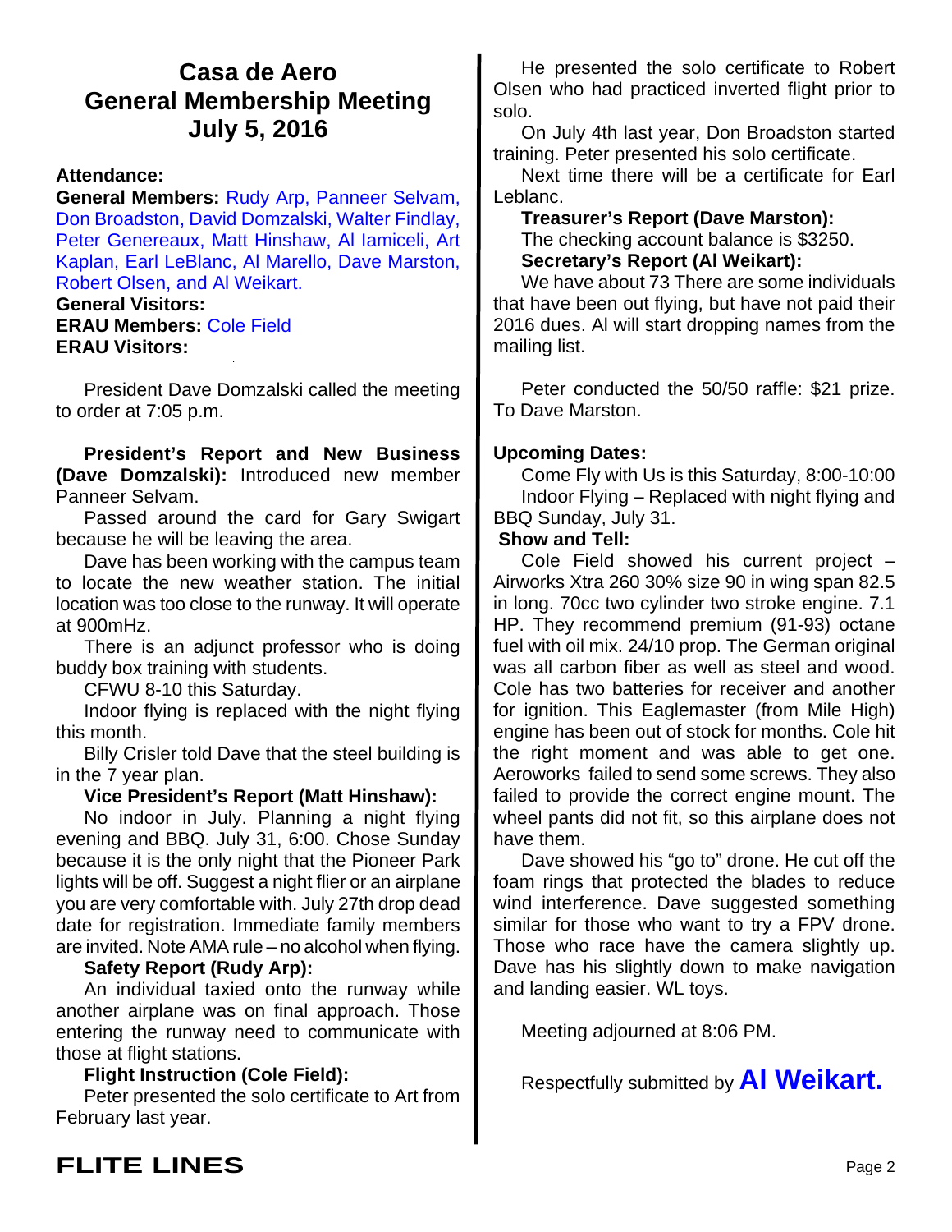# Casa de Aero General Membership Meeting July 5, 2016

**Attendance:**

**General Members:** Rudy Arp, Panneer Selvam, Don Broadston, David Domzalski, Walter Findlay, Peter Genereaux, Matt Hinshaw, Al Iamiceli, Art Kaplan, Earl LeBlanc, Al Marello, Dave Marston, Robert Olsen, and Al Weikart.

**General Visitors:**

**ERAU Members:** Cole Field

**ERAU Visitors:**

President Dave Domzalski called the meeting to order at 7:05 p.m.

**President's Report and New Business (Dave Domzalski):** Introduced new member Panneer Selvam.

Passed around the card for Gary Swigart because he will be leaving the area.

Dave has been working with the campus team to locate the new weather station. The initial location was too close to the runway. It will operate at 900mHz.

There is an adjunct professor who is doing buddy box training with students.

CFWU 8-10 this Saturday.

Indoor flying is replaced with the night flying this month.

Billy Crisler told Dave that the steel building is in the 7 year plan.

**Vice President's Report (Matt Hinshaw):**

No indoor in July. Planning a night flying evening and BBQ. July 31, 6:00. Chose Sunday because it is the only night that the Pioneer Park lights will be off. Suggest a night flier or an airplane you are very comfortable with. July 27th drop dead date for registration. Immediate family members are invited. Note AMA rule – no alcohol when flying.

**Safety Report (Rudy Arp):**

An individual taxied onto the runway while another airplane was on final approach. Those entering the runway need to communicate with those at flight stations.

**Flight Instruction (Cole Field):**

Peter presented the solo certificate to Art from February last year.

He presented the solo certificate to Robert Olsen who had practiced inverted flight prior to solo.

On July 4th last year, Don Broadston started training. Peter presented his solo certificate.

Next time there will be a certificate for Earl Leblanc.

**Treasurer's Report (Dave Marston):**

The checking account balance is $3250.

**Secretary's Report (Al Weikart):**

We have about 73 There are some individuals that have been out flying, but have not paid their 2016 dues. Al will start dropping names from the mailing list.

Peter conducted the 50/50 raffle: $21 prize. To Dave Marston.

**Upcoming Dates:**

Come Fly with Us is this Saturday, 8:00-10:00

Indoor Flying – Replaced with night flying and BBQ Sunday, July 31.

**Show and Tell:**

Cole Field showed his current project – Airworks Xtra 260 30% size 90 in wing span 82.5 in long. 70cc two cylinder two stroke engine. 7.1 HP. They recommend premium (91-93) octane fuel with oil mix. 24/10 prop. The German original was all carbon fiber as well as steel and wood. Cole has two batteries for receiver and another for ignition. This Eaglemaster (from Mile High) engine has been out of stock for months. Cole hit the right moment and was able to get one. Aeroworks failed to send some screws. They also failed to provide the correct engine mount. The wheel pants did not fit, so this airplane does not have them.

Dave showed his "go to" drone. He cut off the foam rings that protected the blades to reduce wind interference. Dave suggested something similar for those who want to try a FPV drone. Those who race have the camera slightly up. Dave has his slightly down to make navigation and landing easier. WL toys.

Meeting adjourned at 8:06 PM.

Respectfully submitted by **Al Weikart.**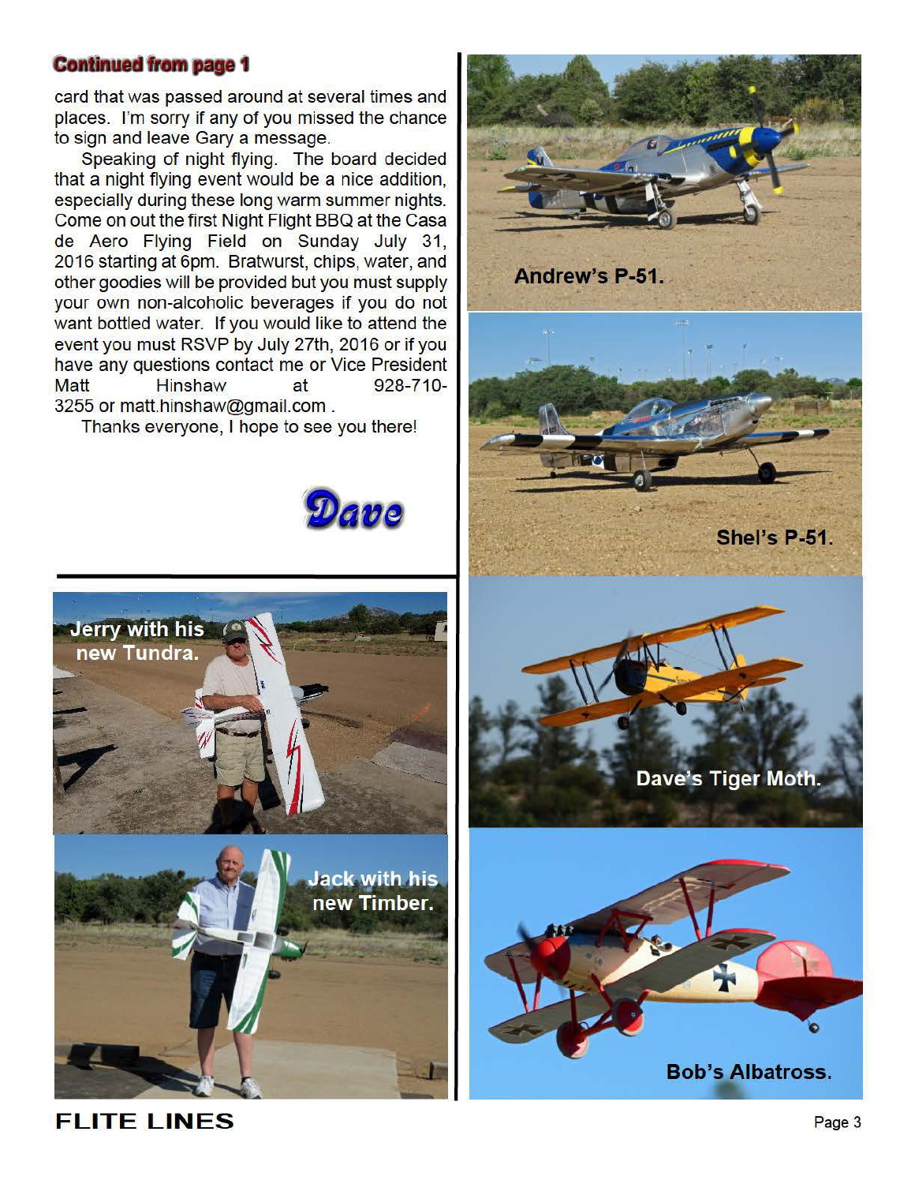**Continued from page 1**

card that was passed around at several times and places. I'm sorry if any of you missed the chance to sign and leave Gary a message.

Speaking of night flying. The board decided that a night flying event would be a nice addition, especially during these long warm summer nights. Come on out the first Night Flight BBQ at the Casa de Aero Flying Field on Sunday July 31, 2016 starting at 6pm. Bratwurst, chips, water, and other goodies will be provided but you must supply your own non-alcoholic beverages if you do not want bottled water. If you would like to attend the event you must RSVP by July 27th, 2016 or if you have any questions contact me or Vice President Matt Hinshaw at 928-710-3255 or matt.hinshaw@gmail.com .

Thanks everyone, I hope to see you there!

*Dave*

Andrew's P-51.

Shel's P-51.

Jerry with his new Tundra.

Dave's Tiger Moth.

Jack with his new Timber.

Bob's Albatross.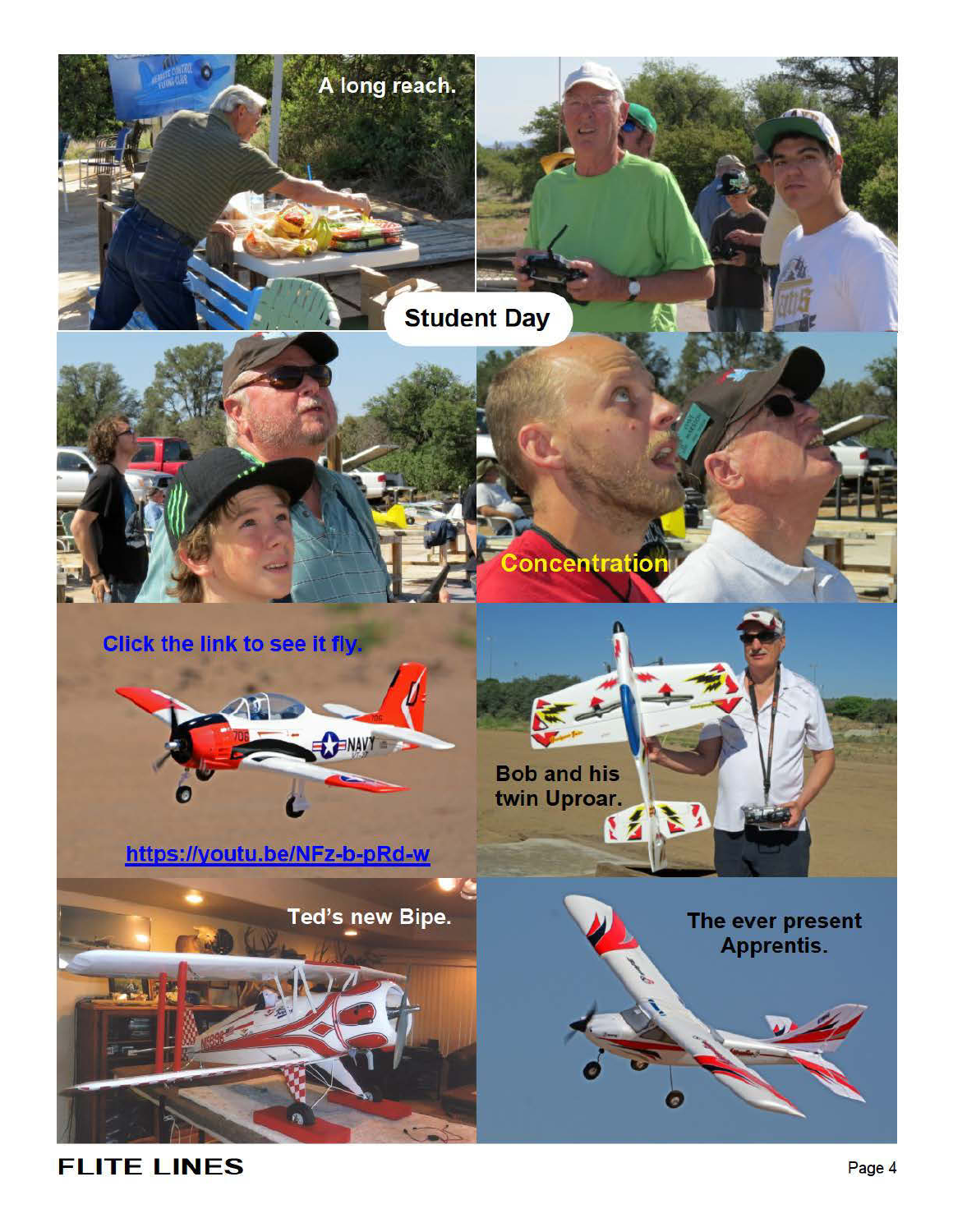A long reach.

## Student Day

Concentration

Click the link to see it fly.

https://youtu.be/NFz-b-pRd-w

Bob and his twin Uproar.

Ted's new Bipe.

The ever present Apprentis.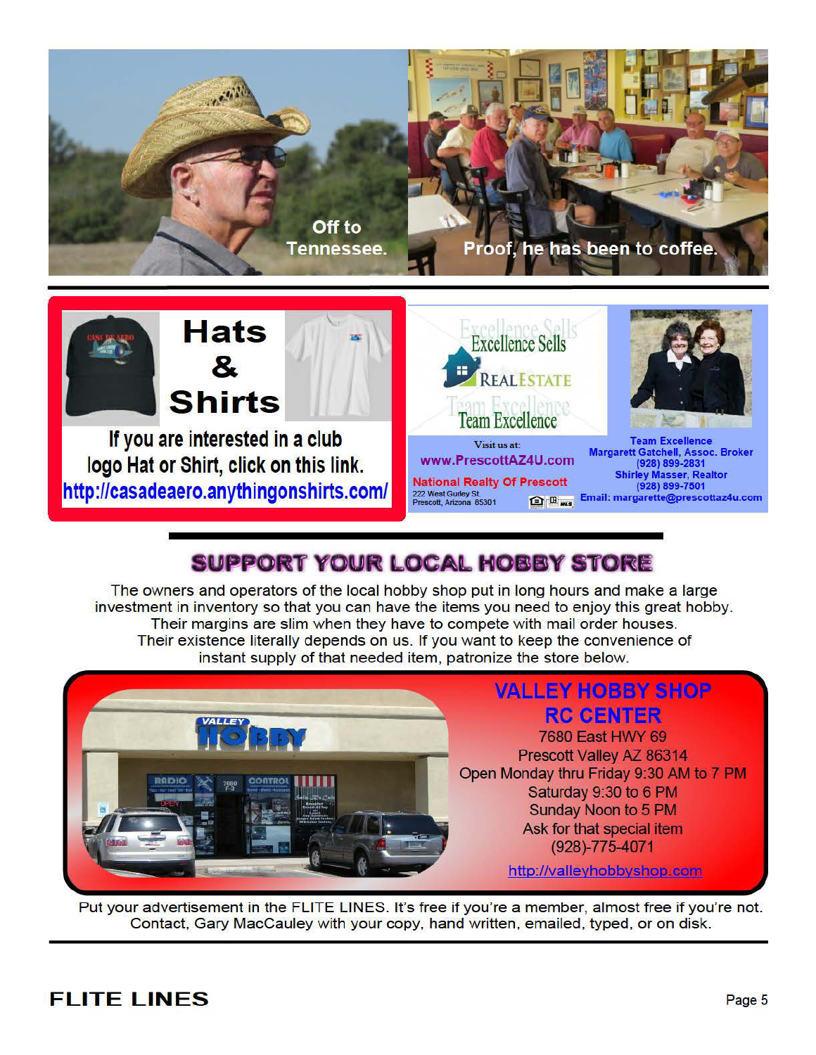Off to Tennessee.

Proof, he has been to coffee.

---

## Hats & Shirts

If you are interested in a club logo Hat or Shirt, click on this link.
http://casadeaero.anythingonshirts.com/

Excellence Sells
REAL ESTATE
Team Excellence

Visit us at:
www.PrescottAZ4U.com
National Realty Of Prescott
222 West Gurley St.
Prescott, Arizona 85301

Team Excellence
Margarett Gatchell, Assoc. Broker
(928) 899-2831
Shirley Masser, Realtor
(928) 899-7501
Email: margarette@prescottaz4u.com

---

## SUPPORT YOUR LOCAL HOBBY STORE

The owners and operators of the local hobby shop put in long hours and make a large investment in inventory so that you can have the items you need to enjoy this great hobby. Their margins are slim when they have to compete with mail order houses. Their existence literally depends on us. If you want to keep the convenience of instant supply of that needed item, patronize the store below.

**VALLEY HOBBY SHOP**
**RC CENTER**
7680 East HWY 69
Prescott Valley AZ 86314
Open Monday thru Friday 9:30 AM to 7 PM
Saturday 9:30 to 6 PM
Sunday Noon to 5 PM
Ask for that special item
(928)-775-4071
http://valleyhobbyshop.com

Put your advertisement in the FLITE LINES. It's free if you're a member, almost free if you're not. Contact, Gary MacCauley with your copy, hand written, emailed, typed, or on disk.